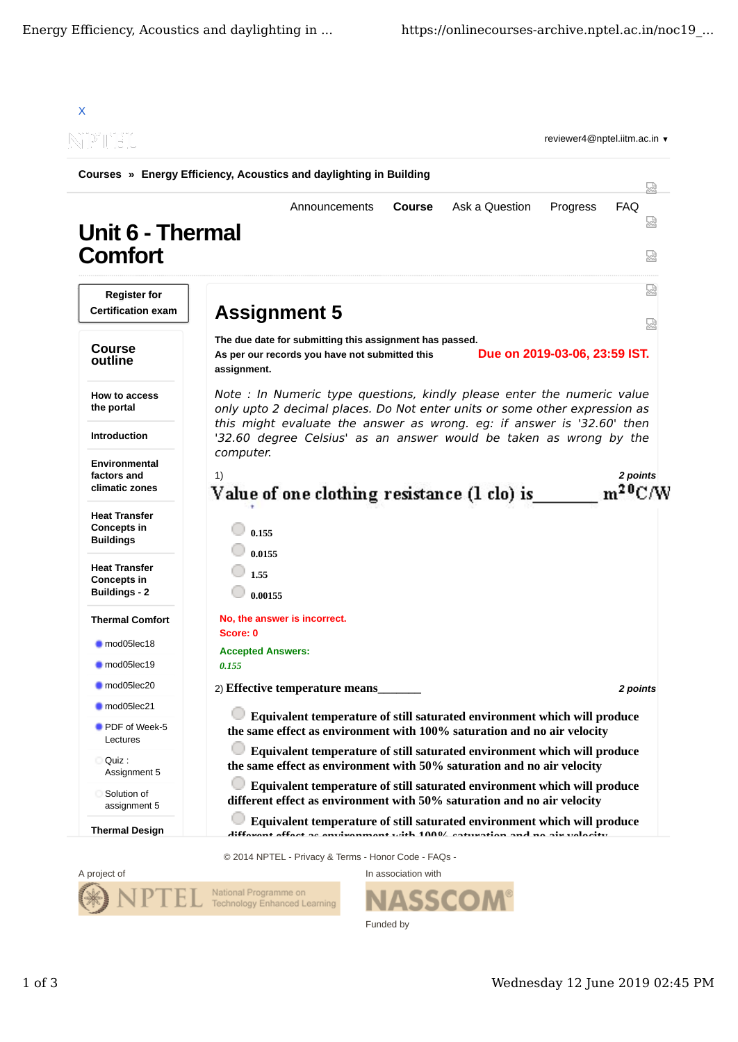X

reviewer4@nptel.iitm.ac.in ▾

**Courses » Energy Efficiency, Acoustics and daylighting in Building**

Announcements **Course** Ask a Question Progress FAQ

# Unit 6 - Thermal Comfort

**Register for Certification exam**

## Course outline

**How to access the portal**

**Introduction**

**Environmental factors and climatic zones**

**Heat Transfer Concepts in Buildings**

**Heat Transfer Concepts in Buildings - 2**

**Thermal Comfort**

- mod05lec18
- mod05lec19
- mod05lec20
- mod05lec21
- PDF of Week-5 Lectures
- Quiz : Assignment 5
- Solution of assignment 5

**Thermal Design**

## Assignment 5

**The due date for submitting this assignment has passed.**
**As per our records you have not submitted this assignment.**

**Due on 2019-03-06, 23:59 IST.**

*Note : In Numeric type questions, kindly please enter the numeric value only upto 2 decimal places. Do Not enter units or some other expression as this might evaluate the answer as wrong. eg: if answer is '32.60' then '32.60 degree Celsius' as an answer would be taken as wrong by the computer.*

1) *2 points*

**Value of one clothing resistance (1 clo) is________ $m^{2\,0}C/W$**

- 0.155
- 0.0155
- 1.55
- 0.00155

No, the answer is incorrect.
Score: 0

**Accepted Answers:**
*0.155*

2) **Effective temperature means_______** *2 points*

- **Equivalent temperature of still saturated environment which will produce the same effect as environment with 100% saturation and no air velocity**
- **Equivalent temperature of still saturated environment which will produce the same effect as environment with 50% saturation and no air velocity**
- **Equivalent temperature of still saturated environment which will produce different effect as environment with 50% saturation and no air velocity**
- **Equivalent temperature of still saturated environment which will produce different effect as environment with 100% saturation and no air velocity**

© 2014 NPTEL - Privacy & Terms - Honor Code - FAQs -

A project of NPTEL National Programme on Technology Enhanced Learning

In association with NASSCOM

Funded by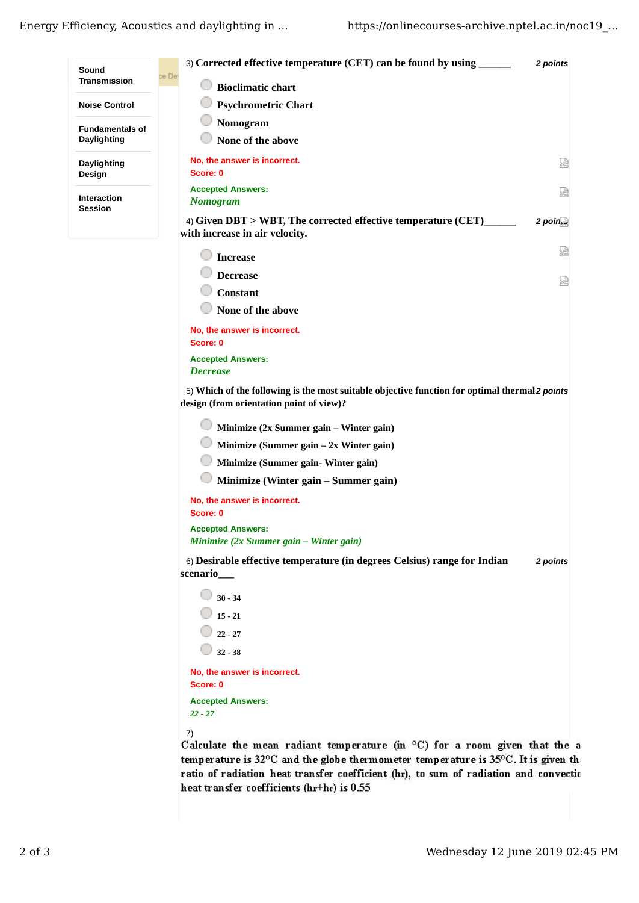3) **Corrected effective temperature (CET) can be found by using ______** *2 points*

- Bioclimatic chart
- Psychrometric Chart
- Nomogram
- None of the above

No, the answer is incorrect.
Score: 0

Accepted Answers:
*Nomogram*

4) **Given DBT > WBT, The corrected effective temperature (CET)______ with increase in air velocity.** *2 points*

- Increase
- Decrease
- Constant
- None of the above

No, the answer is incorrect.
Score: 0

Accepted Answers:
*Decrease*

5) **Which of the following is the most suitable objective function for optimal thermal design (from orientation point of view)?** *2 points*

- Minimize (2x Summer gain – Winter gain)
- Minimize (Summer gain – 2x Winter gain)
- Minimize (Summer gain- Winter gain)
- Minimize (Winter gain – Summer gain)

No, the answer is incorrect.
Score: 0

Accepted Answers:
*Minimize (2x Summer gain – Winter gain)*

6) **Desirable effective temperature (in degrees Celsius) range for Indian scenario___** *2 points*

- 30 - 34
- 15 - 21
- 22 - 27
- 32 - 38

No, the answer is incorrect.
Score: 0

Accepted Answers:
*22 - 27*

7)
Calculate the mean radiant temperature (in °C) for a room given that the a temperature is 32°C and the globe thermometer temperature is 35°C. It is given th ratio of radiation heat transfer coefficient ($h_r$), to sum of radiation and convectio heat transfer coefficients ($h_r$+$h_c$) is 0.55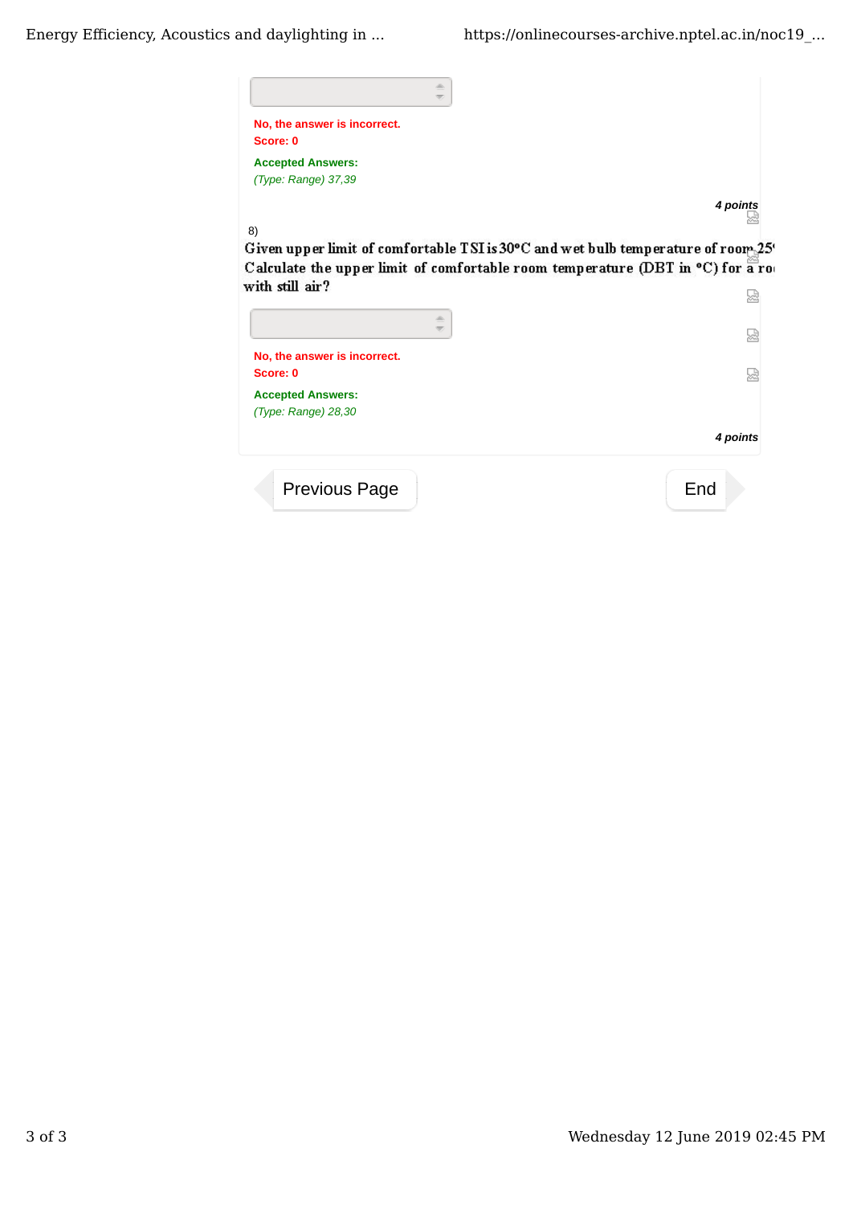No, the answer is incorrect.
Score: 0

Accepted Answers:
*(Type: Range) 37,39*

*4 points*

8)

Given upper limit of comfortable TSI is 30°C and wet bulb temperature of room 25' Calculate the upper limit of comfortable room temperature (DBT in °C) for a roo with still air?

No, the answer is incorrect.
Score: 0

Accepted Answers:
*(Type: Range) 28,30*

*4 points*

Previous Page

End